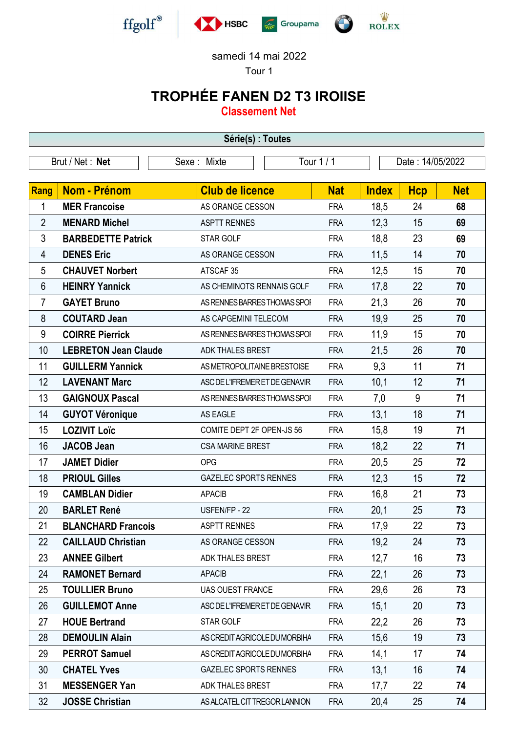ffgolf® HSBC Groupama ROLEX

samedi 14 mai 2022

Tour 1

# TROPHÉE FANEN D2 T3 IROISE

## Classement Net

**Série(s) : Toutes**

| Brut / Net : **Net** | Sexe : Mixte | Tour 1 / 1 | Date : 14/05/2022 |
|---|---|---|---|

| Rang | Nom - Prénom | Club de licence | Nat | Index | Hcp | Net |
|---|---|---|---|---|---|---|
| 1 | **MER Francoise** | AS ORANGE CESSON | FRA | 18,5 | 24 | **68** |
| 2 | **MENARD Michel** | ASPTT RENNES | FRA | 12,3 | 15 | **69** |
| 3 | **BARBEDETTE Patrick** | STAR GOLF | FRA | 18,8 | 23 | **69** |
| 4 | **DENES Eric** | AS ORANGE CESSON | FRA | 11,5 | 14 | **70** |
| 5 | **CHAUVET Norbert** | ATSCAF 35 | FRA | 12,5 | 15 | **70** |
| 6 | **HEINRY Yannick** | AS CHEMINOTS RENNAIS GOLF | FRA | 17,8 | 22 | **70** |
| 7 | **GAYET Bruno** | AS RENNES BARRES THOMAS SPOI | FRA | 21,3 | 26 | **70** |
| 8 | **COUTARD Jean** | AS CAPGEMINI TELECOM | FRA | 19,9 | 25 | **70** |
| 9 | **COIRRE Pierrick** | AS RENNES BARRES THOMAS SPOI | FRA | 11,9 | 15 | **70** |
| 10 | **LEBRETON Jean Claude** | ADK THALES BREST | FRA | 21,5 | 26 | **70** |
| 11 | **GUILLERM Yannick** | AS METROPOLITAINE BRESTOISE | FRA | 9,3 | 11 | **71** |
| 12 | **LAVENANT Marc** | ASC DE L'IFREMER ET DE GENAVIR | FRA | 10,1 | 12 | **71** |
| 13 | **GAIGNOUX Pascal** | AS RENNES BARRES THOMAS SPOI | FRA | 7,0 | 9 | **71** |
| 14 | **GUYOT Véronique** | AS EAGLE | FRA | 13,1 | 18 | **71** |
| 15 | **LOZIVIT Loïc** | COMITE DEPT 2F OPEN-JS 56 | FRA | 15,8 | 19 | **71** |
| 16 | **JACOB Jean** | CSA MARINE BREST | FRA | 18,2 | 22 | **71** |
| 17 | **JAMET Didier** | OPG | FRA | 20,5 | 25 | **72** |
| 18 | **PRIOUL Gilles** | GAZELEC SPORTS RENNES | FRA | 12,3 | 15 | **72** |
| 19 | **CAMBLAN Didier** | APACIB | FRA | 16,8 | 21 | **73** |
| 20 | **BARLET René** | USFEN/FP - 22 | FRA | 20,1 | 25 | **73** |
| 21 | **BLANCHARD Francois** | ASPTT RENNES | FRA | 17,9 | 22 | **73** |
| 22 | **CAILLAUD Christian** | AS ORANGE CESSON | FRA | 19,2 | 24 | **73** |
| 23 | **ANNEE Gilbert** | ADK THALES BREST | FRA | 12,7 | 16 | **73** |
| 24 | **RAMONET Bernard** | APACIB | FRA | 22,1 | 26 | **73** |
| 25 | **TOULLIER Bruno** | UAS OUEST FRANCE | FRA | 29,6 | 26 | **73** |
| 26 | **GUILLEMOT Anne** | ASC DE L'IFREMER ET DE GENAVIR | FRA | 15,1 | 20 | **73** |
| 27 | **HOUE Bertrand** | STAR GOLF | FRA | 22,2 | 26 | **73** |
| 28 | **DEMOULIN Alain** | AS CREDIT AGRICOLE DU MORBIHA | FRA | 15,6 | 19 | **73** |
| 29 | **PERROT Samuel** | AS CREDIT AGRICOLE DU MORBIHA | FRA | 14,1 | 17 | **74** |
| 30 | **CHATEL Yves** | GAZELEC SPORTS RENNES | FRA | 13,1 | 16 | **74** |
| 31 | **MESSENGER Yan** | ADK THALES BREST | FRA | 17,7 | 22 | **74** |
| 32 | **JOSSE Christian** | AS ALCATEL CIT TREGOR LANNION | FRA | 20,4 | 25 | **74** |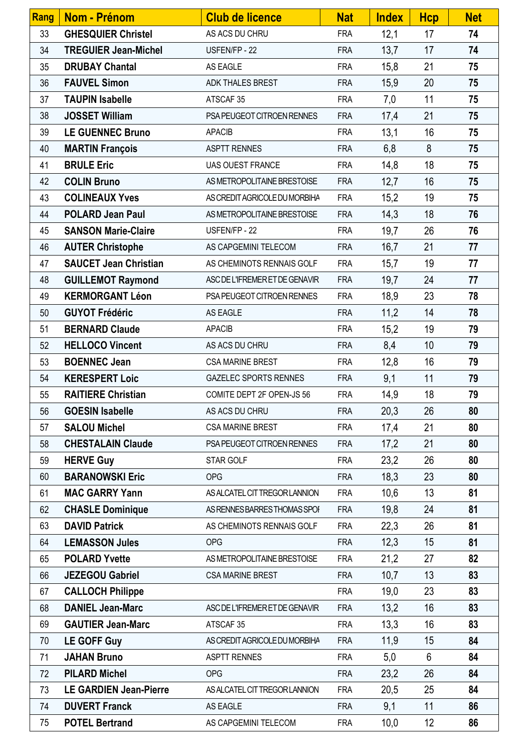| Rang | Nom - Prénom | Club de licence | Nat | Index | Hcp | Net |
|---|---|---|---|---|---|---|
| 33 | **GHESQUIER Christel** | AS ACS DU CHRU | FRA | 12,1 | 17 | **74** |
| 34 | **TREGUIER Jean-Michel** | USFEN/FP - 22 | FRA | 13,7 | 17 | **74** |
| 35 | **DRUBAY Chantal** | AS EAGLE | FRA | 15,8 | 21 | **75** |
| 36 | **FAUVEL Simon** | ADK THALES BREST | FRA | 15,9 | 20 | **75** |
| 37 | **TAUPIN Isabelle** | ATSCAF 35 | FRA | 7,0 | 11 | **75** |
| 38 | **JOSSET William** | PSA PEUGEOT CITROEN RENNES | FRA | 17,4 | 21 | **75** |
| 39 | **LE GUENNEC Bruno** | APACIB | FRA | 13,1 | 16 | **75** |
| 40 | **MARTIN François** | ASPTT RENNES | FRA | 6,8 | 8 | **75** |
| 41 | **BRULE Eric** | UAS OUEST FRANCE | FRA | 14,8 | 18 | **75** |
| 42 | **COLIN Bruno** | AS METROPOLITAINE BRESTOISE | FRA | 12,7 | 16 | **75** |
| 43 | **COLINEAUX Yves** | AS CREDIT AGRICOLE DU MORBIHA | FRA | 15,2 | 19 | **75** |
| 44 | **POLARD Jean Paul** | AS METROPOLITAINE BRESTOISE | FRA | 14,3 | 18 | **76** |
| 45 | **SANSON Marie-Claire** | USFEN/FP - 22 | FRA | 19,7 | 26 | **76** |
| 46 | **AUTER Christophe** | AS CAPGEMINI TELECOM | FRA | 16,7 | 21 | **77** |
| 47 | **SAUCET Jean Christian** | AS CHEMINOTS RENNAIS GOLF | FRA | 15,7 | 19 | **77** |
| 48 | **GUILLEMOT Raymond** | ASC DE L'IFREMER ET DE GENAVIR | FRA | 19,7 | 24 | **77** |
| 49 | **KERMORGANT Léon** | PSA PEUGEOT CITROEN RENNES | FRA | 18,9 | 23 | **78** |
| 50 | **GUYOT Frédéric** | AS EAGLE | FRA | 11,2 | 14 | **78** |
| 51 | **BERNARD Claude** | APACIB | FRA | 15,2 | 19 | **79** |
| 52 | **HELLOCO Vincent** | AS ACS DU CHRU | FRA | 8,4 | 10 | **79** |
| 53 | **BOENNEC Jean** | CSA MARINE BREST | FRA | 12,8 | 16 | **79** |
| 54 | **KERESPERT Loic** | GAZELEC SPORTS RENNES | FRA | 9,1 | 11 | **79** |
| 55 | **RAITIERE Christian** | COMITE DEPT 2F OPEN-JS 56 | FRA | 14,9 | 18 | **79** |
| 56 | **GOESIN Isabelle** | AS ACS DU CHRU | FRA | 20,3 | 26 | **80** |
| 57 | **SALOU Michel** | CSA MARINE BREST | FRA | 17,4 | 21 | **80** |
| 58 | **CHESTALAIN Claude** | PSA PEUGEOT CITROEN RENNES | FRA | 17,2 | 21 | **80** |
| 59 | **HERVE Guy** | STAR GOLF | FRA | 23,2 | 26 | **80** |
| 60 | **BARANOWSKI Eric** | OPG | FRA | 18,3 | 23 | **80** |
| 61 | **MAC GARRY Yann** | AS ALCATEL CIT TREGOR LANNION | FRA | 10,6 | 13 | **81** |
| 62 | **CHASLE Dominique** | AS RENNES BARRES THOMAS SPOI | FRA | 19,8 | 24 | **81** |
| 63 | **DAVID Patrick** | AS CHEMINOTS RENNAIS GOLF | FRA | 22,3 | 26 | **81** |
| 64 | **LEMASSON Jules** | OPG | FRA | 12,3 | 15 | **81** |
| 65 | **POLARD Yvette** | AS METROPOLITAINE BRESTOISE | FRA | 21,2 | 27 | **82** |
| 66 | **JEZEGOU Gabriel** | CSA MARINE BREST | FRA | 10,7 | 13 | **83** |
| 67 | **CALLOCH Philippe** | | FRA | 19,0 | 23 | **83** |
| 68 | **DANIEL Jean-Marc** | ASC DE L'IFREMER ET DE GENAVIR | FRA | 13,2 | 16 | **83** |
| 69 | **GAUTIER Jean-Marc** | ATSCAF 35 | FRA | 13,3 | 16 | **83** |
| 70 | **LE GOFF Guy** | AS CREDIT AGRICOLE DU MORBIHA | FRA | 11,9 | 15 | **84** |
| 71 | **JAHAN Bruno** | ASPTT RENNES | FRA | 5,0 | 6 | **84** |
| 72 | **PILARD Michel** | OPG | FRA | 23,2 | 26 | **84** |
| 73 | **LE GARDIEN Jean-Pierre** | AS ALCATEL CIT TREGOR LANNION | FRA | 20,5 | 25 | **84** |
| 74 | **DUVERT Franck** | AS EAGLE | FRA | 9,1 | 11 | **86** |
| 75 | **POTEL Bertrand** | AS CAPGEMINI TELECOM | FRA | 10,0 | 12 | **86** |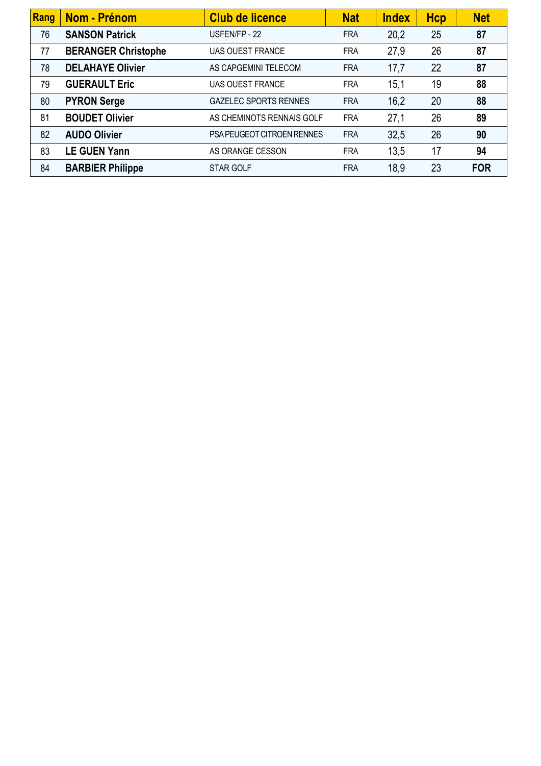| Rang | Nom - Prénom | Club de licence | Nat | Index | Hcp | Net |
|---|---|---|---|---|---|---|
| 76 | **SANSON Patrick** | USFEN/FP - 22 | FRA | 20,2 | 25 | **87** |
| 77 | **BERANGER Christophe** | UAS OUEST FRANCE | FRA | 27,9 | 26 | **87** |
| 78 | **DELAHAYE Olivier** | AS CAPGEMINI TELECOM | FRA | 17,7 | 22 | **87** |
| 79 | **GUERAULT Eric** | UAS OUEST FRANCE | FRA | 15,1 | 19 | **88** |
| 80 | **PYRON Serge** | GAZELEC SPORTS RENNES | FRA | 16,2 | 20 | **88** |
| 81 | **BOUDET Olivier** | AS CHEMINOTS RENNAIS GOLF | FRA | 27,1 | 26 | **89** |
| 82 | **AUDO Olivier** | PSA PEUGEOT CITROEN RENNES | FRA | 32,5 | 26 | **90** |
| 83 | **LE GUEN Yann** | AS ORANGE CESSON | FRA | 13,5 | 17 | **94** |
| 84 | **BARBIER Philippe** | STAR GOLF | FRA | 18,9 | 23 | **FOR** |